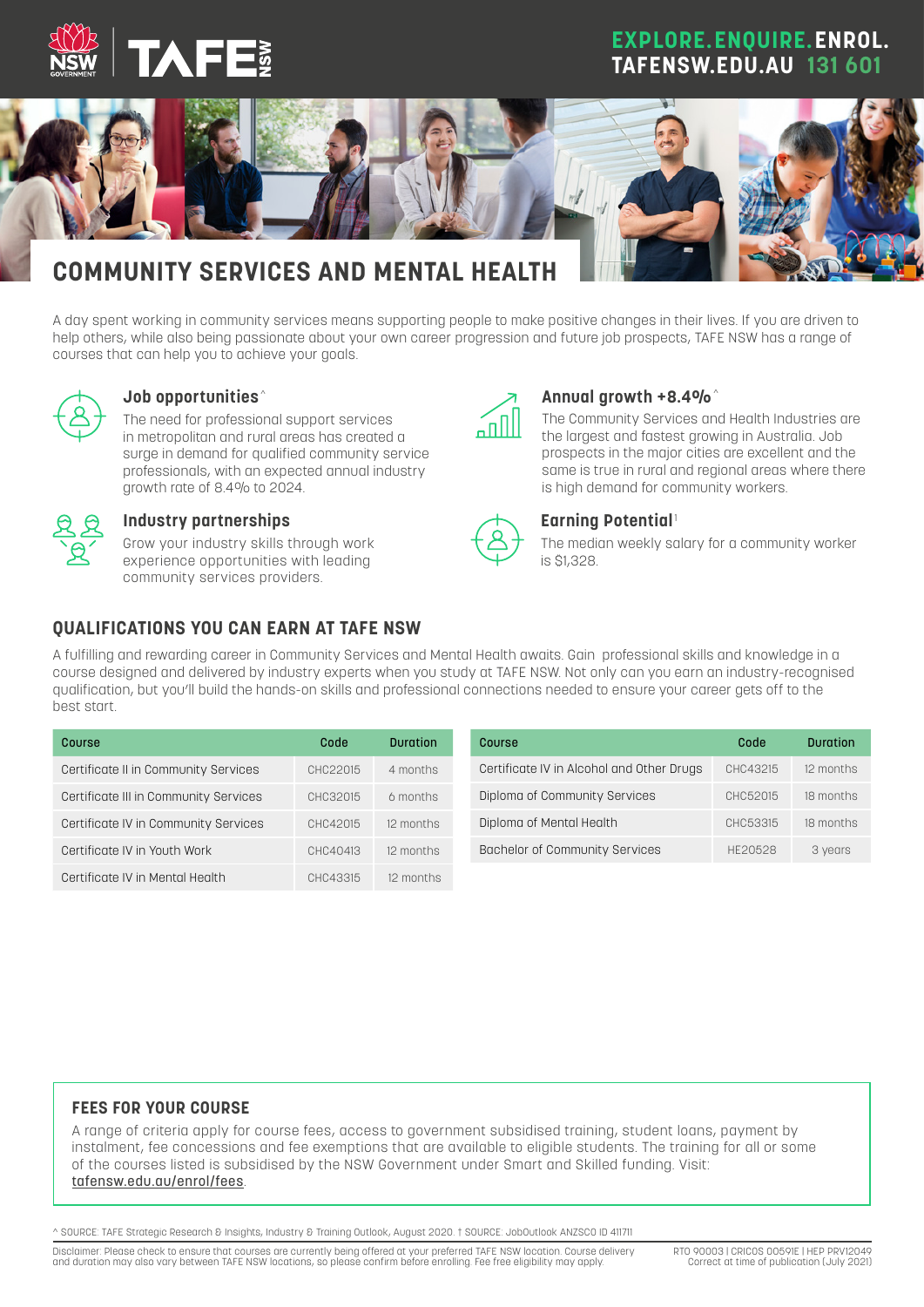EXPLORE. ENQUIRE. ENROL.
TAFENSW.EDU.AU 131 601

# COMMUNITY SERVICES AND MENTAL HEALTH

A day spent working in community services means supporting people to make positive changes in their lives. If you are driven to help others, while also being passionate about your own career progression and future job prospects, TAFE NSW has a range of courses that can help you to achieve your goals.

### Job opportunities^

The need for professional support services in metropolitan and rural areas has created a surge in demand for qualified community service professionals, with an expected annual industry growth rate of 8.4% to 2024.

### Industry partnerships

Grow your industry skills through work experience opportunities with leading community services providers.

### Annual growth +8.4%^

The Community Services and Health Industries are the largest and fastest growing in Australia. Job prospects in the major cities are excellent and the same is true in rural and regional areas where there is high demand for community workers.

### Earning Potential†

The median weekly salary for a community worker is $1,328.

## QUALIFICATIONS YOU CAN EARN AT TAFE NSW

A fulfilling and rewarding career in Community Services and Mental Health awaits. Gain professional skills and knowledge in a course designed and delivered by industry experts when you study at TAFE NSW. Not only can you earn an industry-recognised qualification, but you'll build the hands-on skills and professional connections needed to ensure your career gets off to the best start.

| Course | Code | Duration |
|---|---|---|
| Certificate II in Community Services | CHC22015 | 4 months |
| Certificate III in Community Services | CHC32015 | 6 months |
| Certificate IV in Community Services | CHC42015 | 12 months |
| Certificate IV in Youth Work | CHC40413 | 12 months |
| Certificate IV in Mental Health | CHC43315 | 12 months |
| Certificate IV in Alcohol and Other Drugs | CHC43215 | 12 months |
| Diploma of Community Services | CHC52015 | 18 months |
| Diploma of Mental Health | CHC53315 | 18 months |
| Bachelor of Community Services | HE20528 | 3 years |

## FEES FOR YOUR COURSE

A range of criteria apply for course fees, access to government subsidised training, student loans, payment by instalment, fee concessions and fee exemptions that are available to eligible students. The training for all or some of the courses listed is subsidised by the NSW Government under Smart and Skilled funding. Visit: tafensw.edu.au/enrol/fees.

^ SOURCE: TAFE Strategic Research & Insights, Industry & Training Outlook, August 2020. † SOURCE: JobOutlook ANZSCO ID 411711

Disclaimer: Please check to ensure that courses are currently being offered at your preferred TAFE NSW location. Course delivery and duration may also vary between TAFE NSW locations, so please confirm before enrolling. Fee free eligibility may apply.

RTO 90003 | CRICOS 00591E | HEP PRV12049
Correct at time of publication (July 2021)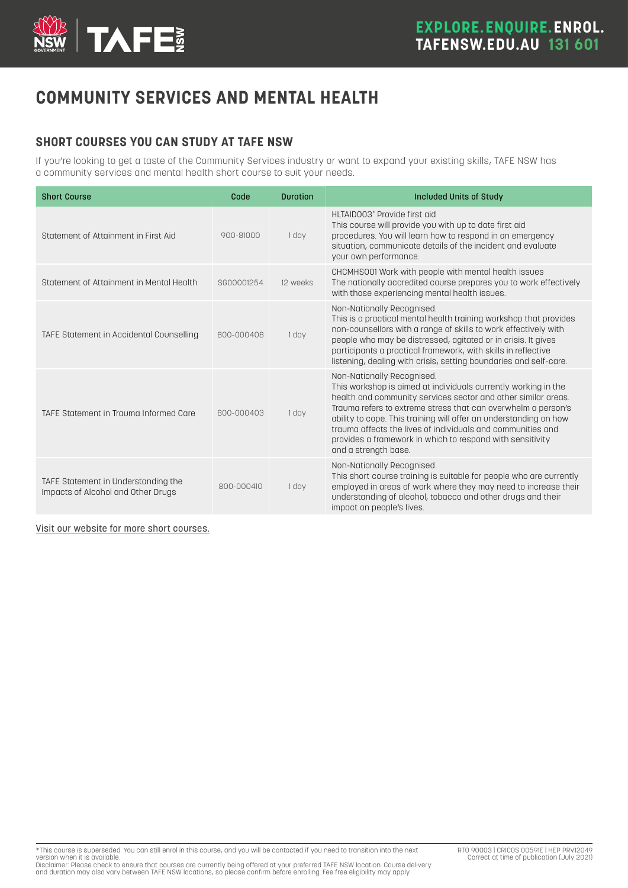# COMMUNITY SERVICES AND MENTAL HEALTH

## SHORT COURSES YOU CAN STUDY AT TAFE NSW

If you're looking to get a taste of the Community Services industry or want to expand your existing skills, TAFE NSW has a community services and mental health short course to suit your needs.

| Short Course | Code | Duration | Included Units of Study |
|---|---|---|---|
| Statement of Attainment in First Aid | 900-81000 | 1 day | HLTAID003* Provide first aid<br>This course will provide you with up to date first aid procedures. You will learn how to respond in an emergency situation, communicate details of the incident and evaluate your own performance. |
| Statement of Attainment in Mental Health | SG00001254 | 12 weeks | CHCMHS001 Work with people with mental health issues<br>The nationally accredited course prepares you to work effectively with those experiencing mental health issues. |
| TAFE Statement in Accidental Counselling | 800-000408 | 1 day | Non-Nationally Recognised.<br>This is a practical mental health training workshop that provides non-counsellors with a range of skills to work effectively with people who may be distressed, agitated or in crisis. It gives participants a practical framework, with skills in reflective listening, dealing with crisis, setting boundaries and self-care. |
| TAFE Statement in Trauma Informed Care | 800-000403 | 1 day | Non-Nationally Recognised.<br>This workshop is aimed at individuals currently working in the health and community services sector and other similar areas. Trauma refers to extreme stress that can overwhelm a person's ability to cope. This training will offer an understanding on how trauma affects the lives of individuals and communities and provides a framework in which to respond with sensitivity and a strength base. |
| TAFE Statement in Understanding the Impacts of Alcohol and Other Drugs | 800-000410 | 1 day | Non-Nationally Recognised.<br>This short course training is suitable for people who are currently employed in areas of work where they may need to increase their understanding of alcohol, tobacco and other drugs and their impact on people's lives. |

Visit our website for more short courses.

*This course is superseded. You can still enrol in this course, and you will be contacted if you need to transition into the next version when it is available.
Disclaimer: Please check to ensure that courses are currently being offered at your preferred TAFE NSW location. Course delivery and duration may also vary between TAFE NSW locations, so please confirm before enrolling. Fee free eligibility may apply.

RTO 90003 | CRICOS 00591E | HEP PRV12049
Correct at time of publication (July 2021)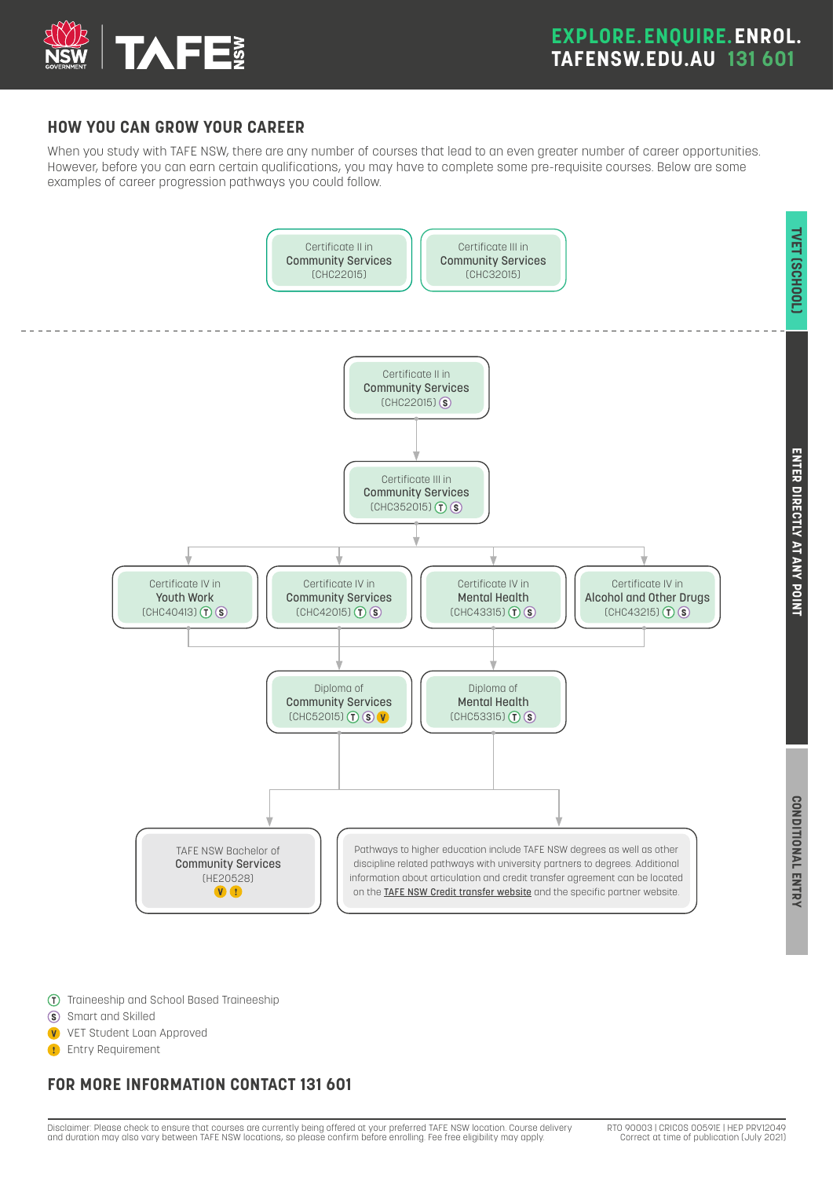EXPLORE. ENQUIRE. ENROL.
TAFENSW.EDU.AU 131 601

## HOW YOU CAN GROW YOUR CAREER

When you study with TAFE NSW, there are any number of courses that lead to an even greater number of career opportunities. However, before you can earn certain qualifications, you may have to complete some pre-requisite courses. Below are some examples of career progression pathways you could follow.

### TVET (SCHOOL)

- Certificate II in Community Services (CHC22015)
- Certificate III in Community Services (CHC32015)

### ENTER DIRECTLY AT ANY POINT

- Certificate II in Community Services (CHC22015) S
- Certificate III in Community Services (CHC352015) T S
- Certificate IV in Youth Work (CHC40413) T S
- Certificate IV in Community Services (CHC42015) T S
- Certificate IV in Mental Health (CHC43315) T S
- Certificate IV in Alcohol and Other Drugs (CHC43215) T S
- Diploma of Community Services (CHC52015) T S V
- Diploma of Mental Health (CHC53315) T S

### CONDITIONAL ENTRY

- TAFE NSW Bachelor of Community Services (HE20528) V !
- Pathways to higher education include TAFE NSW degrees as well as other discipline related pathways with university partners to degrees. Additional information about articulation and credit transfer agreement can be located on the TAFE NSW Credit transfer website and the specific partner website.

T Traineeship and School Based Traineeship
S Smart and Skilled
V VET Student Loan Approved
! Entry Requirement

## FOR MORE INFORMATION CONTACT 131 601

Disclaimer: Please check to ensure that courses are currently being offered at your preferred TAFE NSW location. Course delivery and duration may also vary between TAFE NSW locations, so please confirm before enrolling. Fee free eligibility may apply.

RTO 90003 | CRICOS 00591E | HEP PRV12049
Correct at time of publication (July 2021)